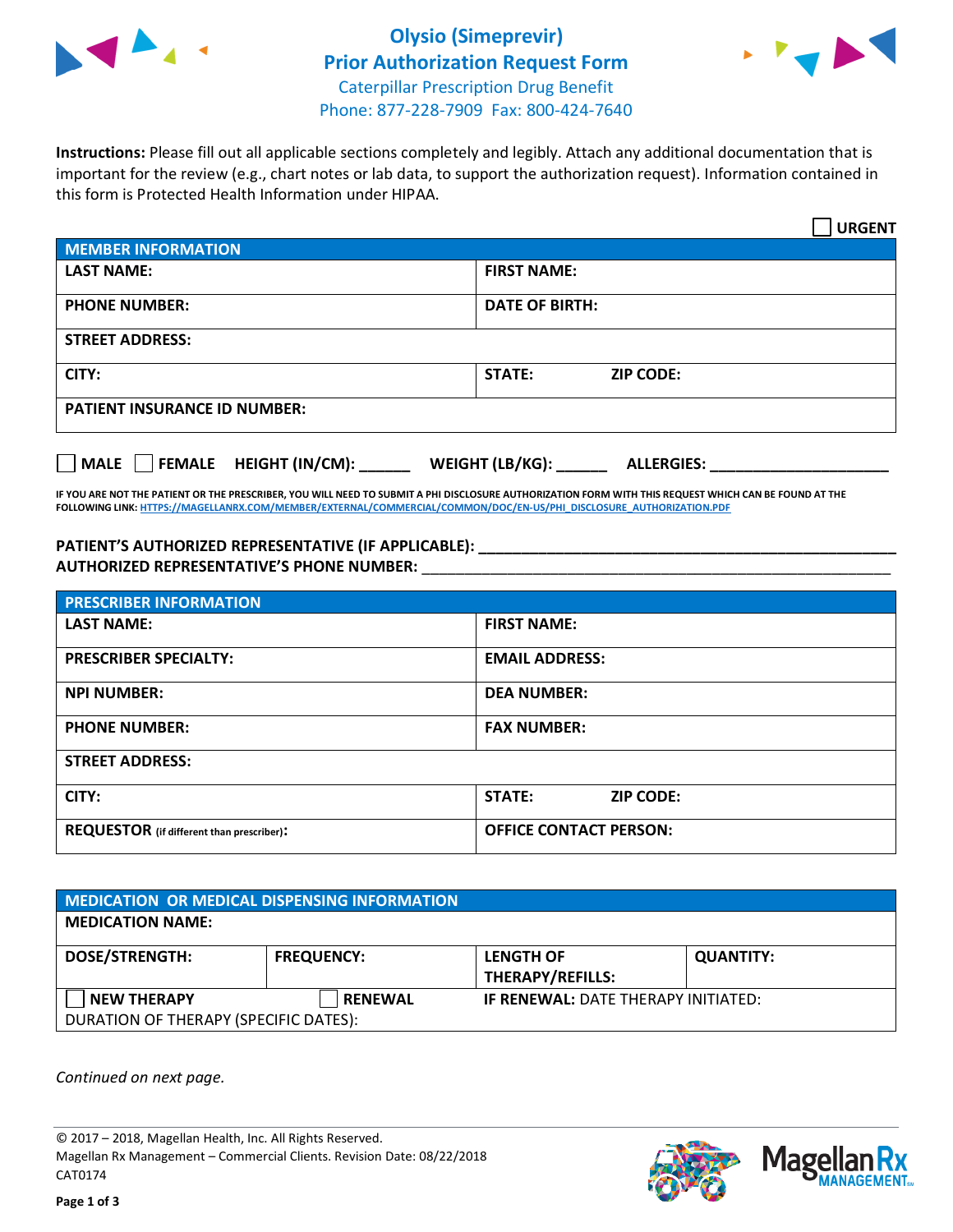# Olysio (Simeprevir) Prior Authorization Request Form

Caterpillar Prescription Drug Benefit
Phone: 877-228-7909 Fax: 800-424-7640

**Instructions:** Please fill out all applicable sections completely and legibly. Attach any additional documentation that is important for the review (e.g., chart notes or lab data, to support the authorization request). Information contained in this form is Protected Health Information under HIPAA.

☐ **URGENT**

| **MEMBER INFORMATION** | | |
|---|---|---|
| **LAST NAME:** | **FIRST NAME:** | |
| **PHONE NUMBER:** | **DATE OF BIRTH:** | |
| **STREET ADDRESS:** | | |
| **CITY:** | **STATE:** | **ZIP CODE:** |
| **PATIENT INSURANCE ID NUMBER:** | | |

☐ **MALE** ☐ **FEMALE** **HEIGHT (IN/CM):** ______ **WEIGHT (LB/KG):** ______ **ALLERGIES:** ____________________

**IF YOU ARE NOT THE PATIENT OR THE PRESCRIBER, YOU WILL NEED TO SUBMIT A PHI DISCLOSURE AUTHORIZATION FORM WITH THIS REQUEST WHICH CAN BE FOUND AT THE FOLLOWING LINK: HTTPS://MAGELLANRX.COM/MEMBER/EXTERNAL/COMMERCIAL/COMMON/DOC/EN-US/PHI_DISCLOSURE_AUTHORIZATION.PDF**

**PATIENT'S AUTHORIZED REPRESENTATIVE (IF APPLICABLE):** ____________________
**AUTHORIZED REPRESENTATIVE'S PHONE NUMBER:** ____________________

| **PRESCRIBER INFORMATION** | | |
|---|---|---|
| **LAST NAME:** | **FIRST NAME:** | |
| **PRESCRIBER SPECIALTY:** | **EMAIL ADDRESS:** | |
| **NPI NUMBER:** | **DEA NUMBER:** | |
| **PHONE NUMBER:** | **FAX NUMBER:** | |
| **STREET ADDRESS:** | | |
| **CITY:** | **STATE:** | **ZIP CODE:** |
| **REQUESTOR** (if different than prescriber)**:** | **OFFICE CONTACT PERSON:** | |

| **MEDICATION OR MEDICAL DISPENSING INFORMATION** | | | |
|---|---|---|---|
| **MEDICATION NAME:** | | | |
| **DOSE/STRENGTH:** | **FREQUENCY:** | **LENGTH OF THERAPY/REFILLS:** | **QUANTITY:** |
| ☐ **NEW THERAPY** | ☐ **RENEWAL** | **IF RENEWAL:** DATE THERAPY INITIATED: | |
| DURATION OF THERAPY (SPECIFIC DATES): | | | |

*Continued on next page.*

© 2017 – 2018, Magellan Health, Inc. All Rights Reserved.
Magellan Rx Management – Commercial Clients. Revision Date: 08/22/2018
CAT0174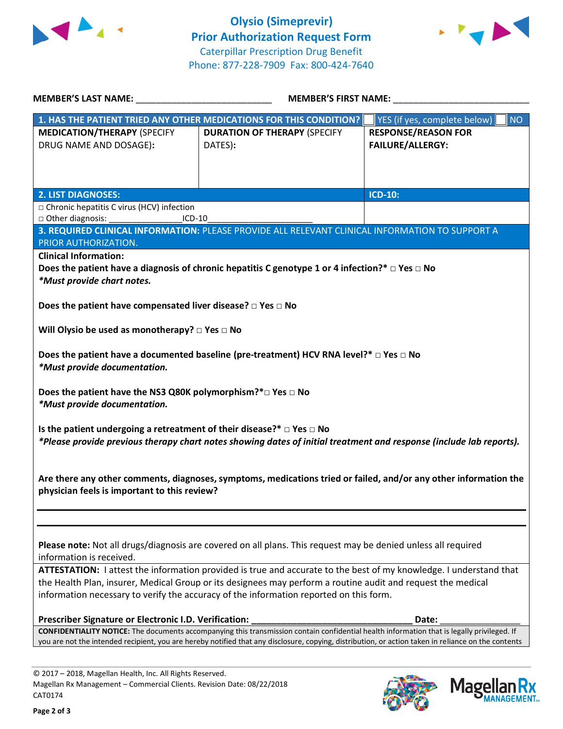# Olysio (Simeprevir) Prior Authorization Request Form

Caterpillar Prescription Drug Benefit
Phone: 877-228-7909 Fax: 800-424-7640

**MEMBER'S LAST NAME:** ___________________________ **MEMBER'S FIRST NAME:** ___________________________

| **1. HAS THE PATIENT TRIED ANY OTHER MEDICATIONS FOR THIS CONDITION?** | ☐ YES (if yes, complete below) ☐ NO | |
|---|---|---|
| **MEDICATION/THERAPY** (SPECIFY DRUG NAME AND DOSAGE): | **DURATION OF THERAPY** (SPECIFY DATES): | **RESPONSE/REASON FOR FAILURE/ALLERGY:** |
| | | |

| **2. LIST DIAGNOSES:** | **ICD-10:** |
|---|---|
| □ Chronic hepatitis C virus (HCV) infection<br>□ Other diagnosis: ________________ICD-10______________________ | |

**3. REQUIRED CLINICAL INFORMATION:** PLEASE PROVIDE ALL RELEVANT CLINICAL INFORMATION TO SUPPORT A PRIOR AUTHORIZATION.

**Clinical Information:**

**Does the patient have a diagnosis of chronic hepatitis C genotype 1 or 4 infection?*** □ **Yes** □ **No**
***Must provide chart notes.***

**Does the patient have compensated liver disease?** □ **Yes** □ **No**

**Will Olysio be used as monotherapy?** □ **Yes** □ **No**

**Does the patient have a documented baseline (pre-treatment) HCV RNA level?*** □ **Yes** □ **No**
***Must provide documentation.***

**Does the patient have the NS3 Q80K polymorphism?***□ **Yes** □ **No**
***Must provide documentation.***

**Is the patient undergoing a retreatment of their disease?*** □ **Yes** □ **No**
***Please provide previous therapy chart notes showing dates of initial treatment and response (include lab reports).***

**Are there any other comments, diagnoses, symptoms, medications tried or failed, and/or any other information the physician feels is important to this review?**

___________________________________________________________________________

___________________________________________________________________________

**Please note:** Not all drugs/diagnosis are covered on all plans. This request may be denied unless all required information is received.

**ATTESTATION:** I attest the information provided is true and accurate to the best of my knowledge. I understand that the Health Plan, insurer, Medical Group or its designees may perform a routine audit and request the medical information necessary to verify the accuracy of the information reported on this form.

**Prescriber Signature or Electronic I.D. Verification:** ________________________________ **Date:** ________________

**CONFIDENTIALITY NOTICE:** The documents accompanying this transmission contain confidential health information that is legally privileged. If you are not the intended recipient, you are hereby notified that any disclosure, copying, distribution, or action taken in reliance on the contents

© 2017 – 2018, Magellan Health, Inc. All Rights Reserved.
Magellan Rx Management – Commercial Clients. Revision Date: 08/22/2018
CAT0174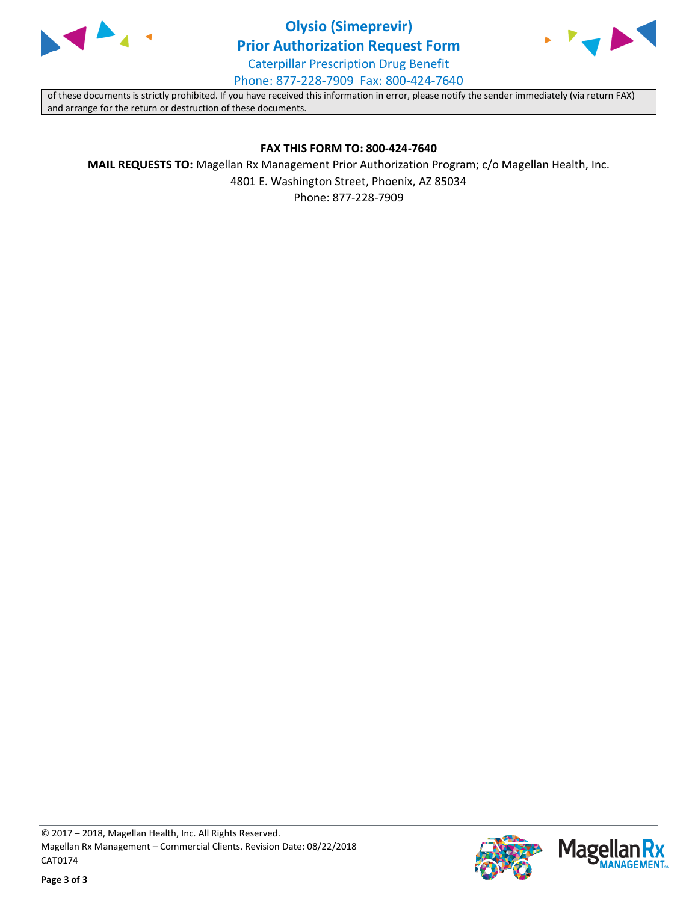of these documents is strictly prohibited. If you have received this information in error, please notify the sender immediately (via return FAX) and arrange for the return or destruction of these documents.

**FAX THIS FORM TO: 800-424-7640**

**MAIL REQUESTS TO:** Magellan Rx Management Prior Authorization Program; c/o Magellan Health, Inc.
4801 E. Washington Street, Phoenix, AZ 85034
Phone: 877-228-7909

© 2017 – 2018, Magellan Health, Inc. All Rights Reserved.
Magellan Rx Management – Commercial Clients. Revision Date: 08/22/2018
CAT0174